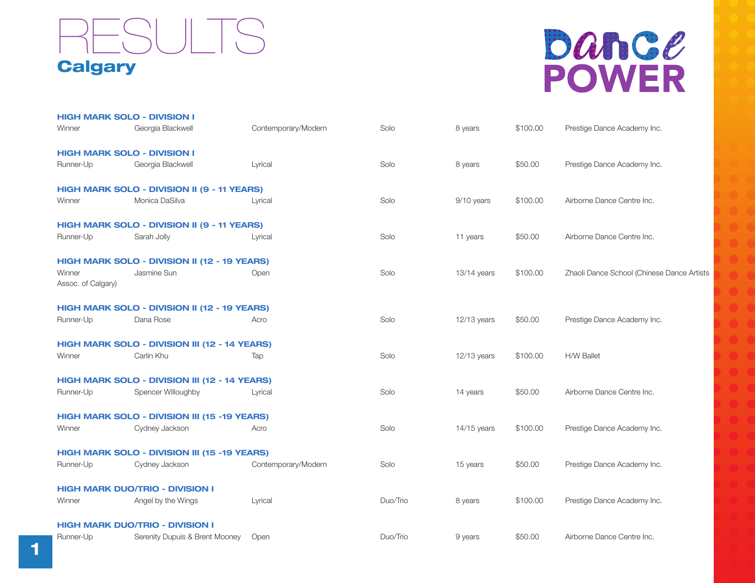# RESULTS

## Calgary

Dance POWER

**HIGH MARK SOLO - DIVISION I**

| Winner | Georgia Blackwell | Contemporary/Modern | Solo | 8 years | $100.00 | Prestige Dance Academy Inc. |
|---|---|---|---|---|---|---|

**HIGH MARK SOLO - DIVISION I**

| Runner-Up | Georgia Blackwell | Lyrical | Solo | 8 years | $50.00 | Prestige Dance Academy Inc. |
|---|---|---|---|---|---|---|

**HIGH MARK SOLO - DIVISION II (9 - 11 YEARS)**

| Winner | Monica DaSilva | Lyrical | Solo | 9/10 years | $100.00 | Airborne Dance Centre Inc. |
|---|---|---|---|---|---|---|

**HIGH MARK SOLO - DIVISION II (9 - 11 YEARS)**

| Runner-Up | Sarah Jolly | Lyrical | Solo | 11 years | $50.00 | Airborne Dance Centre Inc. |
|---|---|---|---|---|---|---|

**HIGH MARK SOLO - DIVISION II (12 - 19 YEARS)**

| Winner | Jasmine Sun | Open | Solo | 13/14 years | $100.00 | Zhaoli Dance School (Chinese Dance Artists Assoc. of Calgary) |
|---|---|---|---|---|---|---|

**HIGH MARK SOLO - DIVISION II (12 - 19 YEARS)**

| Runner-Up | Dana Rose | Acro | Solo | 12/13 years | $50.00 | Prestige Dance Academy Inc. |
|---|---|---|---|---|---|---|

**HIGH MARK SOLO - DIVISION III (12 - 14 YEARS)**

| Winner | Carlin Khu | Tap | Solo | 12/13 years | $100.00 | H/W Ballet |
|---|---|---|---|---|---|---|

**HIGH MARK SOLO - DIVISION III (12 - 14 YEARS)**

| Runner-Up | Spencer Willoughby | Lyrical | Solo | 14 years | $50.00 | Airborne Dance Centre Inc. |
|---|---|---|---|---|---|---|

**HIGH MARK SOLO - DIVISION III (15 -19 YEARS)**

| Winner | Cydney Jackson | Acro | Solo | 14/15 years | $100.00 | Prestige Dance Academy Inc. |
|---|---|---|---|---|---|---|

**HIGH MARK SOLO - DIVISION III (15 -19 YEARS)**

| Runner-Up | Cydney Jackson | Contemporary/Modern | Solo | 15 years | $50.00 | Prestige Dance Academy Inc. |
|---|---|---|---|---|---|---|

**HIGH MARK DUO/TRIO - DIVISION I**

| Winner | Angel by the Wings | Lyrical | Duo/Trio | 8 years | $100.00 | Prestige Dance Academy Inc. |
|---|---|---|---|---|---|---|

**HIGH MARK DUO/TRIO - DIVISION I**

| Runner-Up | Serenity Dupuis & Brent Mooney | Open | Duo/Trio | 9 years | $50.00 | Airborne Dance Centre Inc. |
|---|---|---|---|---|---|---|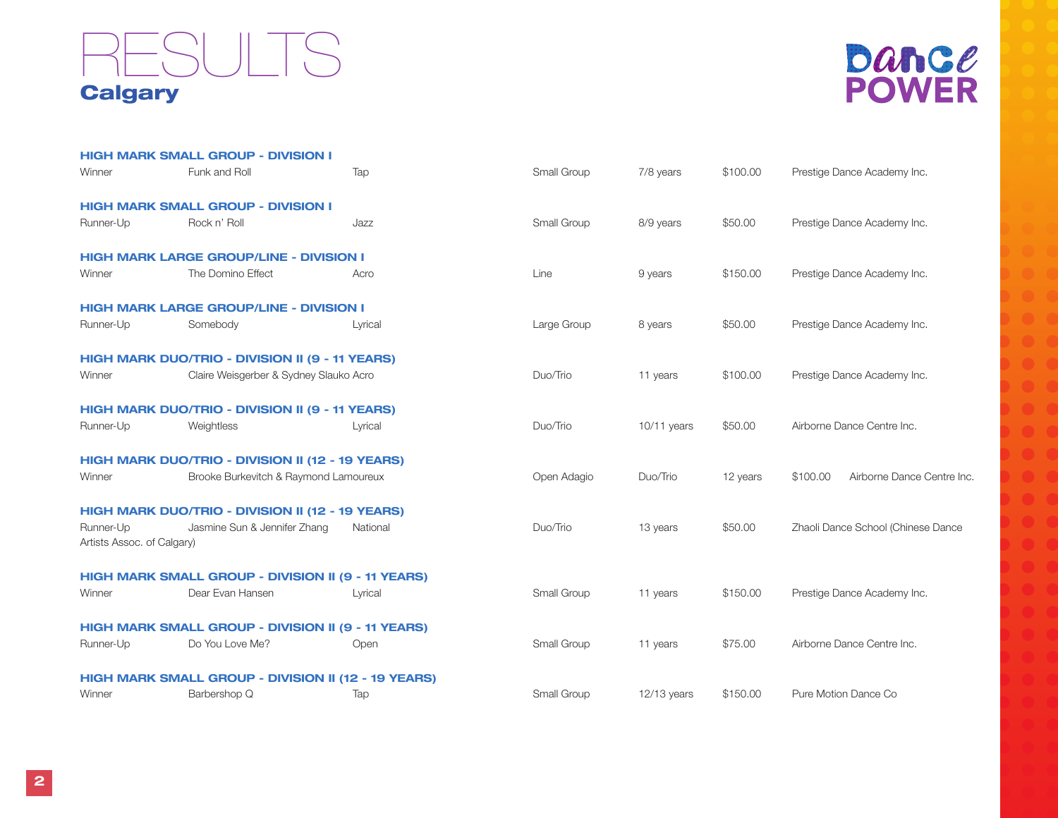# RESULTS

## Calgary

Dance POWER

**HIGH MARK SMALL GROUP - DIVISION I**

| Winner | Funk and Roll | Tap | Small Group | 7/8 years | $100.00 | Prestige Dance Academy Inc. |
|---|---|---|---|---|---|---|

**HIGH MARK SMALL GROUP - DIVISION I**

| Runner-Up | Rock n' Roll | Jazz | Small Group | 8/9 years | $50.00 | Prestige Dance Academy Inc. |
|---|---|---|---|---|---|---|

**HIGH MARK LARGE GROUP/LINE - DIVISION I**

| Winner | The Domino Effect | Acro | Line | 9 years | $150.00 | Prestige Dance Academy Inc. |
|---|---|---|---|---|---|---|

**HIGH MARK LARGE GROUP/LINE - DIVISION I**

| Runner-Up | Somebody | Lyrical | Large Group | 8 years | $50.00 | Prestige Dance Academy Inc. |
|---|---|---|---|---|---|---|

**HIGH MARK DUO/TRIO - DIVISION II (9 - 11 YEARS)**

| Winner | Claire Weisgerber & Sydney Slauko | Acro | Duo/Trio | 11 years | $100.00 | Prestige Dance Academy Inc. |
|---|---|---|---|---|---|---|

**HIGH MARK DUO/TRIO - DIVISION II (9 - 11 YEARS)**

| Runner-Up | Weightless | Lyrical | Duo/Trio | 10/11 years | $50.00 | Airborne Dance Centre Inc. |
|---|---|---|---|---|---|---|

**HIGH MARK DUO/TRIO - DIVISION II (12 - 19 YEARS)**

| Winner | Brooke Burkevitch & Raymond Lamoureux | Open Adagio | Duo/Trio | 12 years | $100.00 | Airborne Dance Centre Inc. |
|---|---|---|---|---|---|---|

**HIGH MARK DUO/TRIO - DIVISION II (12 - 19 YEARS)**

| Runner-Up | Jasmine Sun & Jennifer Zhang | National | Duo/Trio | 13 years | $50.00 | Zhaoli Dance School (Chinese Dance Artists Assoc. of Calgary) |
|---|---|---|---|---|---|---|

**HIGH MARK SMALL GROUP - DIVISION II (9 - 11 YEARS)**

| Winner | Dear Evan Hansen | Lyrical | Small Group | 11 years | $150.00 | Prestige Dance Academy Inc. |
|---|---|---|---|---|---|---|

**HIGH MARK SMALL GROUP - DIVISION II (9 - 11 YEARS)**

| Runner-Up | Do You Love Me? | Open | Small Group | 11 years | $75.00 | Airborne Dance Centre Inc. |
|---|---|---|---|---|---|---|

**HIGH MARK SMALL GROUP - DIVISION II (12 - 19 YEARS)**

| Winner | Barbershop Q | Tap | Small Group | 12/13 years | $150.00 | Pure Motion Dance Co |
|---|---|---|---|---|---|---|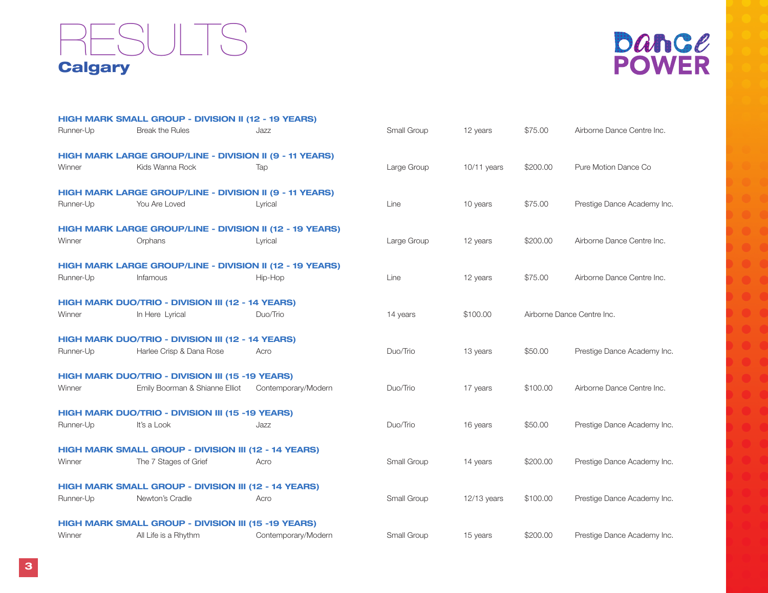# RESULTS

## Calgary

Dance POWER

**HIGH MARK SMALL GROUP - DIVISION II (12 - 19 YEARS)**

| Runner-Up | Break the Rules | Jazz | Small Group | 12 years | $75.00 | Airborne Dance Centre Inc. |
|---|---|---|---|---|---|---|

**HIGH MARK LARGE GROUP/LINE - DIVISION II (9 - 11 YEARS)**

| Winner | Kids Wanna Rock | Tap | Large Group | 10/11 years | $200.00 | Pure Motion Dance Co |
|---|---|---|---|---|---|---|

**HIGH MARK LARGE GROUP/LINE - DIVISION II (9 - 11 YEARS)**

| Runner-Up | You Are Loved | Lyrical | Line | 10 years | $75.00 | Prestige Dance Academy Inc. |
|---|---|---|---|---|---|---|

**HIGH MARK LARGE GROUP/LINE - DIVISION II (12 - 19 YEARS)**

| Winner | Orphans | Lyrical | Large Group | 12 years | $200.00 | Airborne Dance Centre Inc. |
|---|---|---|---|---|---|---|

**HIGH MARK LARGE GROUP/LINE - DIVISION II (12 - 19 YEARS)**

| Runner-Up | Infamous | Hip-Hop | Line | 12 years | $75.00 | Airborne Dance Centre Inc. |
|---|---|---|---|---|---|---|

**HIGH MARK DUO/TRIO - DIVISION III (12 - 14 YEARS)**

| Winner | In Here Lyrical | Duo/Trio | 14 years | $100.00 | Airborne Dance Centre Inc. |
|---|---|---|---|---|---|

**HIGH MARK DUO/TRIO - DIVISION III (12 - 14 YEARS)**

| Runner-Up | Harlee Crisp & Dana Rose | Acro | Duo/Trio | 13 years | $50.00 | Prestige Dance Academy Inc. |
|---|---|---|---|---|---|---|

**HIGH MARK DUO/TRIO - DIVISION III (15 -19 YEARS)**

| Winner | Emily Boorman & Shianne Elliot | Contemporary/Modern | Duo/Trio | 17 years | $100.00 | Airborne Dance Centre Inc. |
|---|---|---|---|---|---|---|

**HIGH MARK DUO/TRIO - DIVISION III (15 -19 YEARS)**

| Runner-Up | It's a Look | Jazz | Duo/Trio | 16 years | $50.00 | Prestige Dance Academy Inc. |
|---|---|---|---|---|---|---|

**HIGH MARK SMALL GROUP - DIVISION III (12 - 14 YEARS)**

| Winner | The 7 Stages of Grief | Acro | Small Group | 14 years | $200.00 | Prestige Dance Academy Inc. |
|---|---|---|---|---|---|---|

**HIGH MARK SMALL GROUP - DIVISION III (12 - 14 YEARS)**

| Runner-Up | Newton's Cradle | Acro | Small Group | 12/13 years | $100.00 | Prestige Dance Academy Inc. |
|---|---|---|---|---|---|---|

**HIGH MARK SMALL GROUP - DIVISION III (15 -19 YEARS)**

| Winner | All Life is a Rhythm | Contemporary/Modern | Small Group | 15 years | $200.00 | Prestige Dance Academy Inc. |
|---|---|---|---|---|---|---|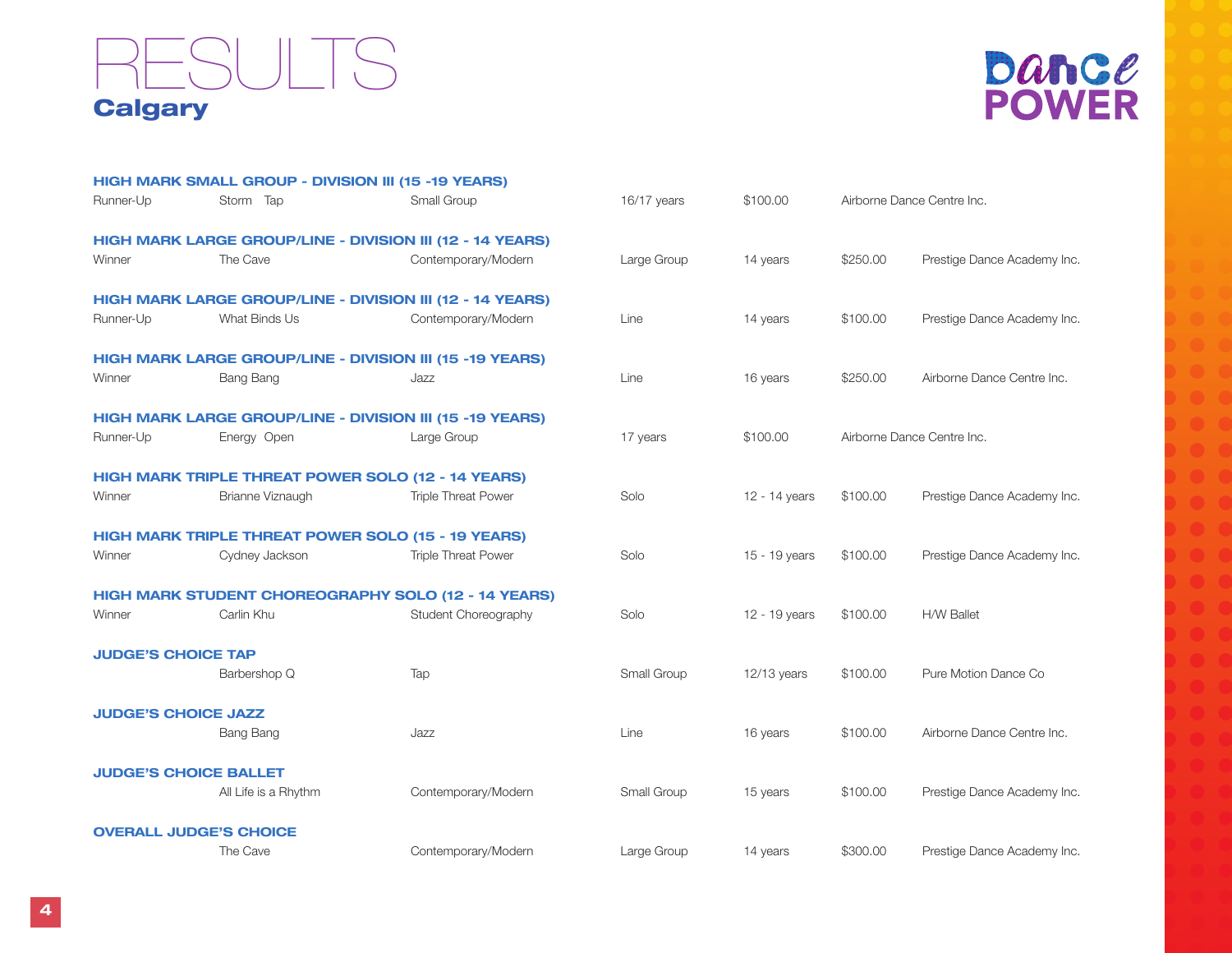# RESULTS

## Calgary

Dance POWER

### HIGH MARK SMALL GROUP - DIVISION III (15 -19 YEARS)

| Runner-Up | Storm Tap | Small Group | 16/17 years | $100.00 | Airborne Dance Centre Inc. |
|---|---|---|---|---|---|

### HIGH MARK LARGE GROUP/LINE - DIVISION III (12 - 14 YEARS)

| Winner | The Cave | Contemporary/Modern | Large Group | 14 years | $250.00 | Prestige Dance Academy Inc. |
|---|---|---|---|---|---|---|

### HIGH MARK LARGE GROUP/LINE - DIVISION III (12 - 14 YEARS)

| Runner-Up | What Binds Us | Contemporary/Modern | Line | 14 years | $100.00 | Prestige Dance Academy Inc. |
|---|---|---|---|---|---|---|

### HIGH MARK LARGE GROUP/LINE - DIVISION III (15 -19 YEARS)

| Winner | Bang Bang | Jazz | Line | 16 years | $250.00 | Airborne Dance Centre Inc. |
|---|---|---|---|---|---|---|

### HIGH MARK LARGE GROUP/LINE - DIVISION III (15 -19 YEARS)

| Runner-Up | Energy Open | Large Group | 17 years | $100.00 | Airborne Dance Centre Inc. |
|---|---|---|---|---|---|

### HIGH MARK TRIPLE THREAT POWER SOLO (12 - 14 YEARS)

| Winner | Brianne Viznaugh | Triple Threat Power | Solo | 12 - 14 years | $100.00 | Prestige Dance Academy Inc. |
|---|---|---|---|---|---|---|

### HIGH MARK TRIPLE THREAT POWER SOLO (15 - 19 YEARS)

| Winner | Cydney Jackson | Triple Threat Power | Solo | 15 - 19 years | $100.00 | Prestige Dance Academy Inc. |
|---|---|---|---|---|---|---|

### HIGH MARK STUDENT CHOREOGRAPHY SOLO (12 - 14 YEARS)

| Winner | Carlin Khu | Student Choreography | Solo | 12 - 19 years | $100.00 | H/W Ballet |
|---|---|---|---|---|---|---|

### JUDGE'S CHOICE TAP

| | Barbershop Q | Tap | Small Group | 12/13 years | $100.00 | Pure Motion Dance Co |
|---|---|---|---|---|---|---|

### JUDGE'S CHOICE JAZZ

| | Bang Bang | Jazz | Line | 16 years | $100.00 | Airborne Dance Centre Inc. |
|---|---|---|---|---|---|---|

### JUDGE'S CHOICE BALLET

| | All Life is a Rhythm | Contemporary/Modern | Small Group | 15 years | $100.00 | Prestige Dance Academy Inc. |
|---|---|---|---|---|---|---|

### OVERALL JUDGE'S CHOICE

| | The Cave | Contemporary/Modern | Large Group | 14 years | $300.00 | Prestige Dance Academy Inc. |
|---|---|---|---|---|---|---|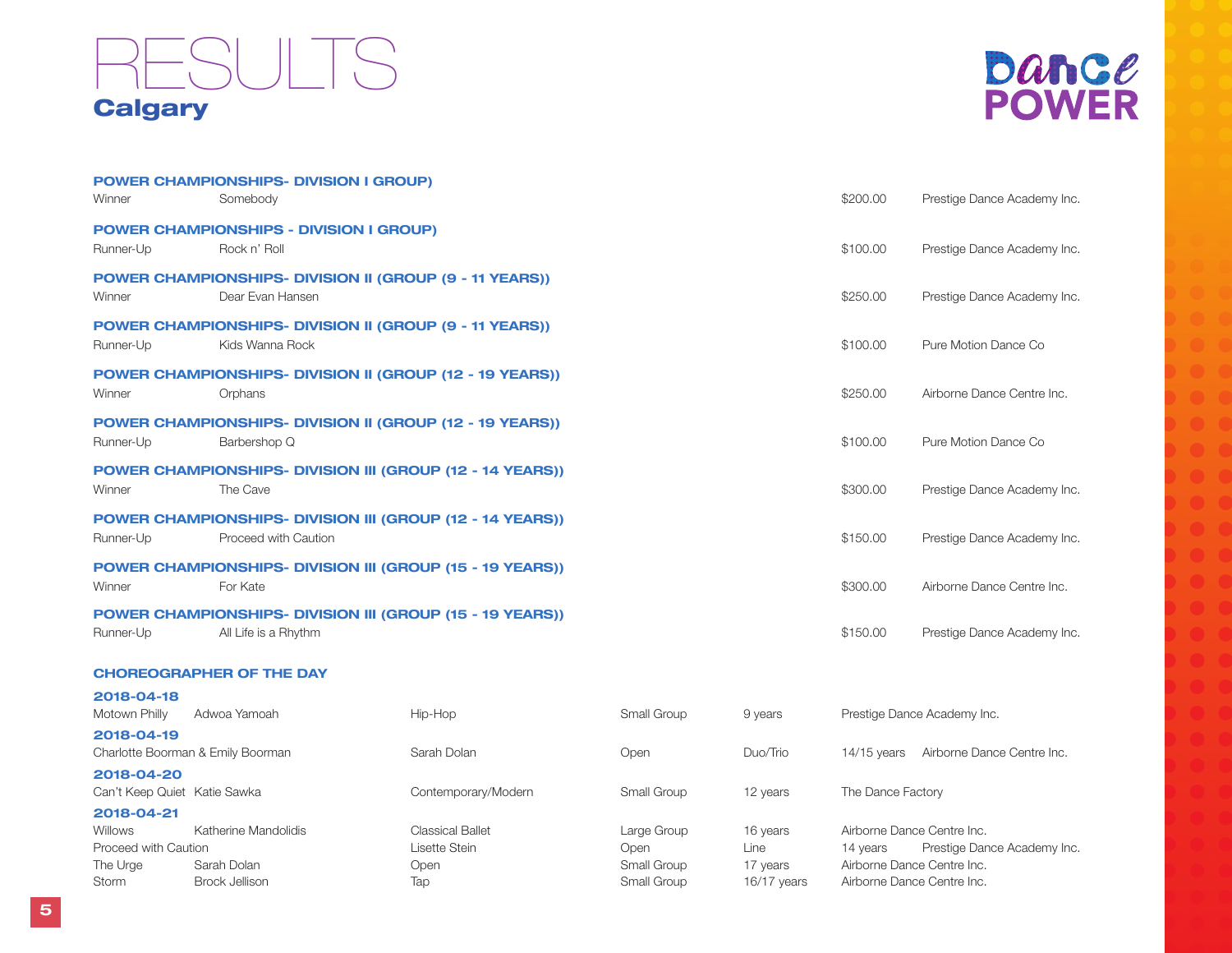# RESULTS

## Calgary

Dance POWER

**POWER CHAMPIONSHIPS- DIVISION I GROUP)**

| | | | |
|---|---|---|---|
| Winner | Somebody | $200.00 | Prestige Dance Academy Inc. |

**POWER CHAMPIONSHIPS - DIVISION I GROUP)**

| | | | |
|---|---|---|---|
| Runner-Up | Rock n' Roll | $100.00 | Prestige Dance Academy Inc. |

**POWER CHAMPIONSHIPS- DIVISION II (GROUP (9 - 11 YEARS))**

| | | | |
|---|---|---|---|
| Winner | Dear Evan Hansen | $250.00 | Prestige Dance Academy Inc. |

**POWER CHAMPIONSHIPS- DIVISION II (GROUP (9 - 11 YEARS))**

| | | | |
|---|---|---|---|
| Runner-Up | Kids Wanna Rock | $100.00 | Pure Motion Dance Co |

**POWER CHAMPIONSHIPS- DIVISION II (GROUP (12 - 19 YEARS))**

| | | | |
|---|---|---|---|
| Winner | Orphans | $250.00 | Airborne Dance Centre Inc. |

**POWER CHAMPIONSHIPS- DIVISION II (GROUP (12 - 19 YEARS))**

| | | | |
|---|---|---|---|
| Runner-Up | Barbershop Q | $100.00 | Pure Motion Dance Co |

**POWER CHAMPIONSHIPS- DIVISION III (GROUP (12 - 14 YEARS))**

| | | | |
|---|---|---|---|
| Winner | The Cave | $300.00 | Prestige Dance Academy Inc. |

**POWER CHAMPIONSHIPS- DIVISION III (GROUP (12 - 14 YEARS))**

| | | | |
|---|---|---|---|
| Runner-Up | Proceed with Caution | $150.00 | Prestige Dance Academy Inc. |

**POWER CHAMPIONSHIPS- DIVISION III (GROUP (15 - 19 YEARS))**

| | | | |
|---|---|---|---|
| Winner | For Kate | $300.00 | Airborne Dance Centre Inc. |

**POWER CHAMPIONSHIPS- DIVISION III (GROUP (15 - 19 YEARS))**

| | | | |
|---|---|---|---|
| Runner-Up | All Life is a Rhythm | $150.00 | Prestige Dance Academy Inc. |

**CHOREOGRAPHER OF THE DAY**

**2018-04-18**

| | | | | | | |
|---|---|---|---|---|---|---|
| Motown Philly | Adwoa Yamoah | Hip-Hop | Small Group | 9 years | Prestige Dance Academy Inc. | |

**2018-04-19**

| | | | | | | |
|---|---|---|---|---|---|---|
| Charlotte Boorman & Emily Boorman | | Sarah Dolan | Open | Duo/Trio | 14/15 years | Airborne Dance Centre Inc. |

**2018-04-20**

| | | | | | | |
|---|---|---|---|---|---|---|
| Can't Keep Quiet | Katie Sawka | Contemporary/Modern | Small Group | 12 years | The Dance Factory | |

**2018-04-21**

| | | | | | | |
|---|---|---|---|---|---|---|
| Willows | Katherine Mandolidis | Classical Ballet | Large Group | 16 years | Airborne Dance Centre Inc. | |
| Proceed with Caution | | Lisette Stein | Open | Line | 14 years | Prestige Dance Academy Inc. |
| The Urge | Sarah Dolan | Open | Small Group | 17 years | Airborne Dance Centre Inc. | |
| Storm | Brock Jellison | Tap | Small Group | 16/17 years | Airborne Dance Centre Inc. | |